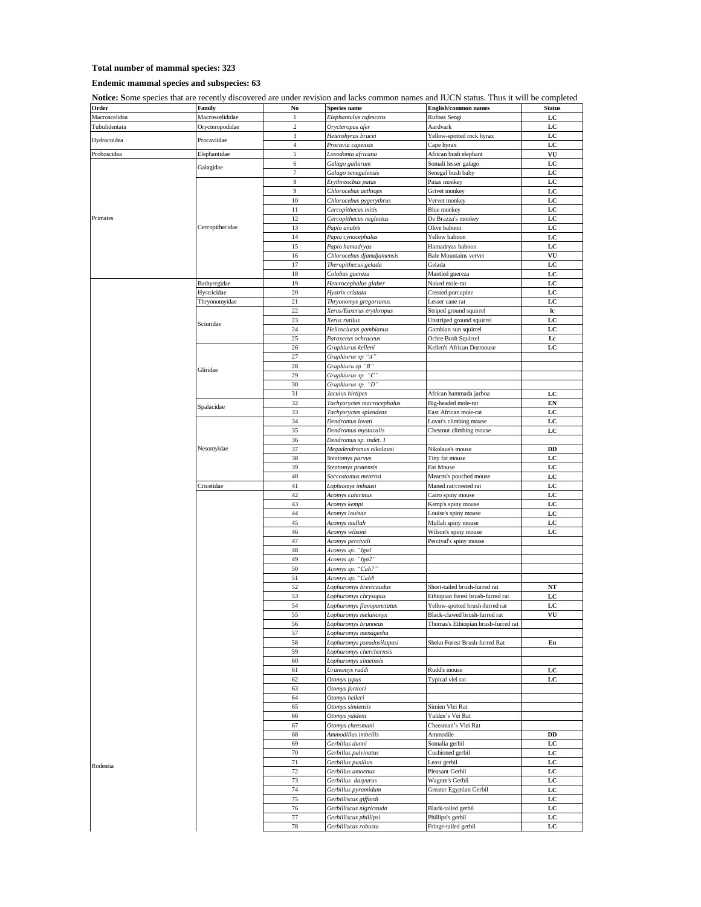**Total number of mammal species: 323**

**Endemic mammal species and subspecies: 63**

**Notice: S**ome species that are recently discovered are under revision and lacks common names and IUCN status. Thus it will be completed

| Order | Family | No | Species name | English/common names | Status |
|---|---|---|---|---|---|
| Macroscelidea | Macroscelididae | 1 | *Elephantulus rufescens* | Rufous Sengi | LC |
| Tubulidentata | Orycteropodidae | 2 | *Orycteropus afer* | Aardvark | LC |
| Hydracoidea | Procaviidae | 3 | *Heterohyrax brucei* | Yellow-spotted rock hyrax | LC |
| | | 4 | *Procavia capensis* | Cape hyrax | LC |
| Proboscidea | Elephantidae | 5 | *Loxodonta africana* | African bush elephant | VU |
| Primates | Galagidae | 6 | *Galago gallarum* | Somali lesser galago | LC |
| | | 7 | *Galago senegalensis* | Senegal bush baby | LC |
| | Cercopithecidae | 8 | *Erythreocbus patas* | Patas monkey | LC |
| | | 9 | *Chlorocebus aethiops* | Grivet monkey | LC |
| | | 10 | *Chlorocebus pygerythrus* | Vervet monkey | LC |
| | | 11 | *Cercopithecus mitis* | Blue monkey | LC |
| | | 12 | *Cercopithecus neglectus* | De Brazza's monkey | LC |
| | | 13 | *Papio anubis* | Olive baboon | LC |
| | | 14 | *Papio cynocephalus* | Yellow baboon | LC |
| | | 15 | *Papio hamadryas* | Hamadryas baboon | LC |
| | | 16 | *Chlorocebus djamdjamensis* | Bale Mountains vervet | VU |
| | | 17 | *Theropithecus gelada* | Gelada | LC |
| | | 18 | *Colobus guereza* | Mantled guereza | LC |
| Rodentia | Bathyergidae | 19 | *Heterocephalus glaber* | Naked mole-rat | LC |
| | Hystricidae | 20 | *Hystrix cristata* | Crested porcupine | LC |
| | Thryonomyidae | 21 | *Thryonomys gregorianus* | Lesser cane rat | LC |
| | Sciuridae | 22 | *Xerus/Euxerus erythropus* | Striped ground squirrel | lc |
| | | 23 | *Xerus rutilus* | Unstriped ground squirrel | LC |
| | | 24 | *Heliosciurus gambianus* | Gambian sun squirrel | LC |
| | | 25 | *Paraxerus ochraceus* | Ochre Bush Squirrel | Lc |
| | Gliridae | 26 | *Graphiurus kelleni* | Kellen's African Dormouse | LC |
| | | 27 | *Graphiurus sp "A"* | | |
| | | 28 | *Graphiuru sp "B"* | | |
| | | 29 | *Graphiurus sp. "C"* | | |
| | | 30 | *Graphiurus sp. "D"* | | |
| | | 31 | *Jaculus hirtipes* | African hammada jarboa | LC |
| | Spalacidae | 32 | *Tachyoryctes macrocephalus* | Big-headed mole-rat | EN |
| | | 33 | *Tachyoryctes splendens* | East African mole-rat | LC |
| | Nesomyidae | 34 | *Dendromus lovati* | Lovat's climbing mouse | LC |
| | | 35 | *Dendromus mystacalis* | Chestnut climbing mouse | LC |
| | | 36 | *Dendromus sp. indet. 1* | | |
| | | 37 | *Megadendromus nikolausi* | Nikolaus's mouse | DD |
| | | 38 | *Steatomys parvus* | Tiny fat mouse | LC |
| | | 39 | *Steatomys pratensis* | Fat Mouse | LC |
| | | 40 | *Saccostomus mearnsi* | Mearns's pouched mouse | LC |
| | Cricetidae | 41 | *Lophiomys imhausi* | Maned rat/crested rat | LC |
| | | 42 | *Acomys cahirinus* | Cairo spiny mouse | LC |
| | | 43 | *Acomys kempi* | Kemp's spiny mouse | LC |
| | | 44 | *Acomys louisae* | Louise's spiny mouse | LC |
| | | 45 | *Acomys mullah* | Mullah spiny mouse | LC |
| | | 46 | *Acomys wilsoni* | Wilson's spiny mouse | LC |
| | | 47 | *Acomys percivali* | Percival's spiny mouse | |
| | | 48 | *Acomys sp. "Ign1* | | |
| | | 49 | *Acomys sp. "Ign2"* | | |
| | | 50 | *Acomys sp. "Cah7"* | | |
| | | 51 | *Acomys sp. "Cah8* | | |
| | | 52 | *Lophuromys brevicaudus* | Short-tailed brush-furred rat | NT |
| | | 53 | *Lophuromys chrysopus* | Ethiopian forest brush-furred rat | LC |
| | | 54 | *Lophuromys flavopunctatus* | Yellow-spotted brush-furred rat | LC |
| | | 55 | *Lophuromys melanonyx* | Black-clawed brush-furred rat | VU |
| | | 56 | *Lophuromys brunneus* | Thomas's Ethiopian brush-furred rat | |
| | | 57 | *Lophuromys menagesha* | | |
| | | 58 | *Lophuromys pseudosikapusi* | Sheko Forest Brush-furred Rat | En |
| | | 59 | *Lophuromys chercherensis* | | |
| | | 60 | *Lophuromys simeinsis* | | |
| | | 61 | *Uranomys ruddi* | Rudd's mouse | LC |
| | | 62 | *Otomys typus* | Typical vlei rat | LC |
| | | 63 | *Otomys fortiori* | | |
| | | 64 | *Otomys helleri* | | |
| | | 65 | *Otomys simiensis* | Simien Vlei Rat | |
| | | 66 | *Otomys yaldeni* | Yalden's Vei Rat | |
| | | 67 | *Otomys cheesmani* | Cheesman's Vlei Rat | |
| | | 68 | *Ammodillus imbellis* | Ammodile | DD |
| | | 69 | *Gerbillus dunni* | Somalia gerbil | LC |
| | | 70 | *Gerbillus pulvinatus* | Cushioned gerbil | LC |
| | | 71 | *Gerbillus pusillus* | Least gerbil | LC |
| | | 72 | *Gerbillus amoenus* | Pleasant Gerbil | LC |
| | | 73 | *Gerbillus dasyurus* | Wagner's Gerbil | LC |
| | | 74 | *Gerbillus pyramidum* | Greater Egyptian Gerbil | LC |
| | | 75 | *Gerbilliscus giffardi* | | LC |
| | | 76 | *Gerbilliscus nigricauda* | Black-tailed gerbil | LC |
| | | 77 | *Gerbilliscus phillipsi* | Phillips's gerbil | LC |
| | | 78 | *Gerbilliscus robusta* | Fringe-tailed gerbil | LC |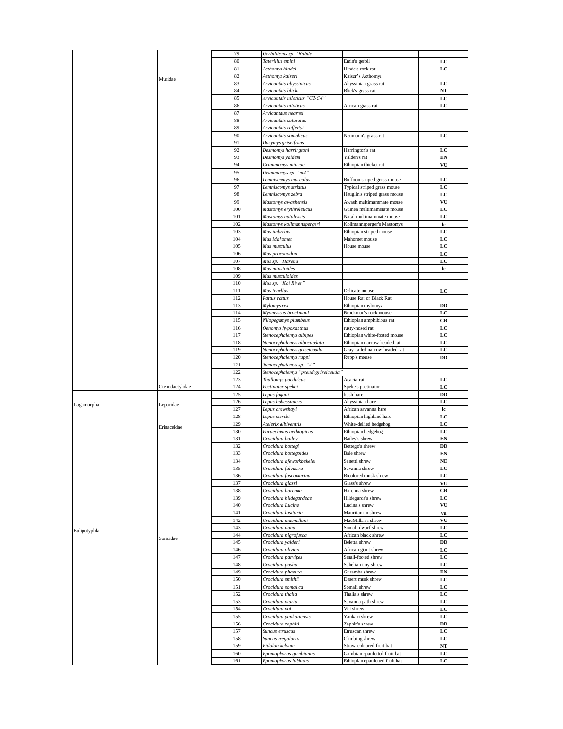| | | | | | |
|---|---|---|---|---|---|
| | Muridae | 79 | *Gerbilliscus sp. "Babile* | | |
| | | 80 | *Taterillus emini* | Emin's gerbil | **LC** |
| | | 81 | *Aethomys hindei* | Hinde's rock rat | **LC** |
| | | 82 | *Aethomys kaiseri* | Kaiser's Aethomys | |
| | | 83 | *Arvicanthis abyssinicus* | Abyssinian grass rat | **LC** |
| | | 84 | *Arvicanthis blicki* | Blick's grass rat | **NT** |
| | | 85 | *Arvicanthis niloticus "C2-C4"* | | **LC** |
| | | 86 | *Arvicanthis niloticus* | African grass rat | **LC** |
| | | 87 | *Arvicanthus nearnsi* | | |
| | | 88 | *Arvicanthis saturatus* | | |
| | | 89 | *Arvicanthis raffertyi* | | |
| | | 90 | *Arvicanthis somalicus* | Neumann's grass rat | **LC** |
| | | 91 | *Dasymys griseifrons* | | |
| | | 92 | *Desmomys harringtoni* | Harrington's rat | **LC** |
| | | 93 | *Desmomys yaldeni* | Yalden's rat | **EN** |
| | | 94 | *Grammomys minnae* | Ethiopian thicket rat | **VU** |
| | | 95 | *Grammomys sp. "m4"* | | |
| | | 96 | *Lemniscomys macculus* | Buffoon striped grass mouse | **LC** |
| | | 97 | *Lemniscomys striatus* | Typical striped grass mouse | **LC** |
| | | 98 | *Lemniscomys zebra* | Heuglin's striped grass mouse | **LC** |
| | | 99 | *Mastomys awashensis* | Awash multimammate mouse | **VU** |
| | | 100 | *Mastomys erythroleucus* | Guinea multimammate mouse | **LC** |
| | | 101 | *Mastomys natalensis* | Natal multimammate mouse | **LC** |
| | | 102 | *Mastomys kollmannspergeri* | Kollmannsperger's Mastomys | **lc** |
| | | 103 | *Mus imberbis* | Ethiopian striped mouse | **LC** |
| | | 104 | *Mus Mahomet* | Mahomet mouse | **LC** |
| | | 105 | *Mus musculus* | House mouse | **LC** |
| | | 106 | *Mus proconodon* | | **LC** |
| | | 107 | *Mus sp. "Harena"* | | **LC** |
| | | 108 | *Mus minutoides* | | **lc** |
| | | 109 | *Mus musculoides* | | |
| | | 110 | *Mus sp. "Koi River"* | | |
| | | 111 | *Mus tenellus* | Delicate mouse | **LC** |
| | | 112 | *Rattus rattus* | House Rat or Black Rat | |
| | | 113 | *Mylomys rex* | Ethiopian mylomys | **DD** |
| | | 114 | *Myomyscus brockmani* | Brockman's rock mouse | **LC** |
| | | 115 | *Nilopegamys plumbeus* | Ethiopian amphibious rat | **CR** |
| | | 116 | *Oenomys hypoxanthus* | rusty-nosed rat | **LC** |
| | | 117 | *Stenocephalemys albipes* | Ethiopian white-footed mouse | **LC** |
| | | 118 | *Stenocephalemys albocaudata* | Ethiopian narrow-headed rat | **LC** |
| | | 119 | *Stenocephalemys griseicauda* | Gray-tailed narrow-headed rat | **LC** |
| | | 120 | *Stenocephalemys ruppi* | Rupp's mouse | **DD** |
| | | 121 | *Stenocephalemys sp. "A"* | | |
| | | 122 | *Stenocephalemys "pseudogriseicauda"* | | |
| | | 123 | *Thallomys paedulcus* | Acacia rat | **LC** |
| | Ctenodactylidae | 124 | *Pectinator spekei* | Speke's pectinator | **LC** |
| Lagomorpha | Leporidae | 125 | *Lepus fagani* | bush hare | **DD** |
| | | 126 | *Lepus habessinicus* | Abyssinian hare | **LC** |
| | | 127 | *Lepus crawshayi* | African savanna hare | **lc** |
| | | 128 | *Lepus starcki* | Ethiopian highland hare | **LC** |
| Eulipotyphla | Erinaceidae | 129 | *Atelerix albiventris* | White-dellied hedgehog | **LC** |
| | | 130 | *Paraechinus aethiopicus* | Ethiopian hedgehog | **LC** |
| | Soricidae | 131 | *Crocidura baileyi* | Bailey's shrew | **EN** |
| | | 132 | *Crocidura bottegi* | Bottego's shrew | **DD** |
| | | 133 | *Crocidura bottegoides* | Bale shrew | **EN** |
| | | 134 | *Crocidura afeworkbekelei* | Sanetti shrew | **NE** |
| | | 135 | *Crocidura fulvastra* | Savanna shrew | **LC** |
| | | 136 | *Crocidura fuscomurina* | Bicolored musk shrew | **LC** |
| | | 137 | *Crocidura glassi* | Glass's shrew | **VU** |
| | | 138 | *Crocidura harenna* | Harenna shrew | **CR** |
| | | 139 | *Crocidura hildegardeae* | Hildegarde's shrew | **LC** |
| | | 140 | *Crocidura Lucina* | Lucina's shrew | **VU** |
| | | 141 | *Crocidura lusitania* | Mauritanian shrew | **vu** |
| | | 142 | *Crocidura macmillani* | MacMillan's shrew | **VU** |
| | | 143 | *Crocidura nana* | Somali dwarf shrew | **LC** |
| | | 144 | *Crocidura nigrofusca* | African black shrew | **LC** |
| | | 145 | *Crocidura yaldeni* | Beletta shrew | **DD** |
| | | 146 | *Crocidura olivieri* | African giant shrew | **LC** |
| | | 147 | *Crocidura parvipes* | Small-footed shrew | **LC** |
| | | 148 | *Crocidura pasha* | Sahelian tiny shrew | **LC** |
| | | 149 | *Crocidura phaeura* | Guramba shrew | **EN** |
| | | 150 | *Crocidura smithii* | Desert musk shrew | **LC** |
| | | 151 | *Crocidura somalica* | Somali shrew | **LC** |
| | | 152 | *Crocidura thalia* | Thalia's shrew | **LC** |
| | | 153 | *Crocidura viaria* | Savanna path shrew | **LC** |
| | | 154 | *Crocidura voi* | Voi shrew | **LC** |
| | | 155 | *Crocidura yankariensis* | Yankari shrew | **LC** |
| | | 156 | *Crocidura zaphiri* | Zaphir's shrew | **DD** |
| | | 157 | *Suncus etruscus* | Etruscan shrew | **LC** |
| | | 158 | *Suncus megalurus* | Climbing shrew | **LC** |
| | | 159 | *Eidolon helvum* | Straw-coloured fruit bat | **NT** |
| | | 160 | *Epomophorus gambianus* | Gambian epauletted fruit bat | **LC** |
| | | 161 | *Epomophorus labiatus* | Ethiopian epauletted fruit bat | **LC** |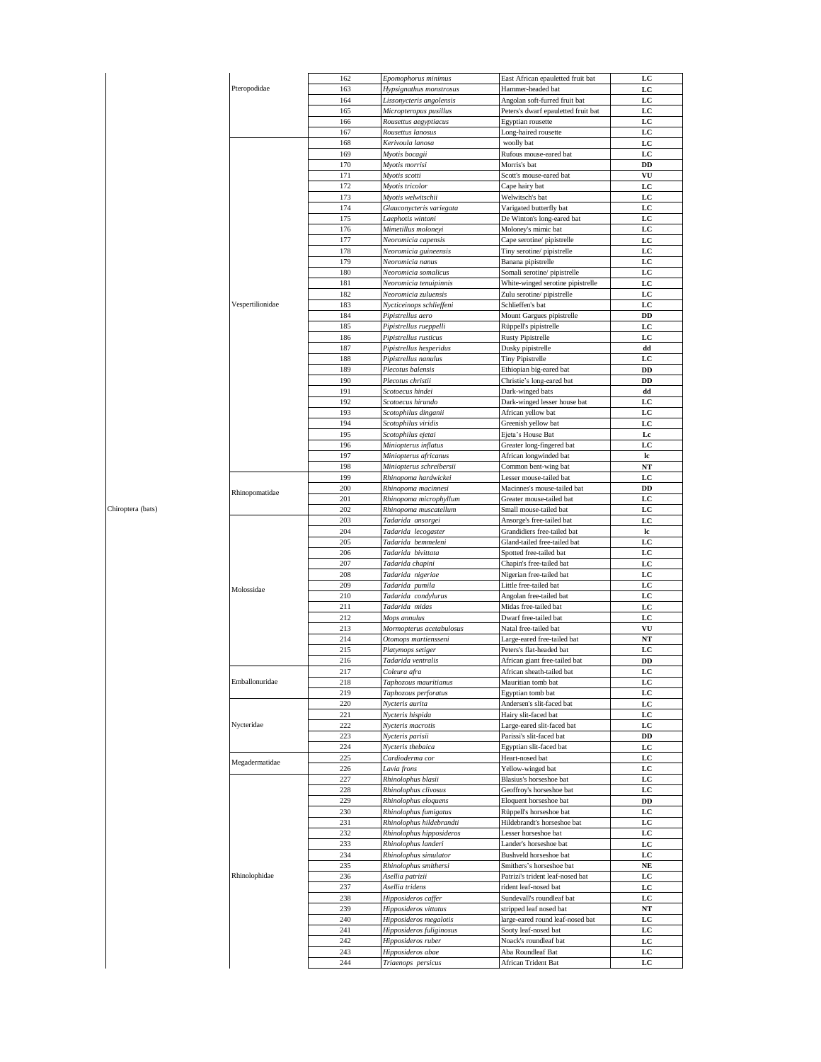| | | | | | |
|---|---|---|---|---|---|
| Chiroptera (bats) | Pteropodidae | 162 | *Epomophorus minimus* | East African epauletted fruit bat | LC |
| | | 163 | *Hypsignathus monstrosus* | Hammer-headed bat | LC |
| | | 164 | *Lissonycteris angolensis* | Angolan soft-furred fruit bat | LC |
| | | 165 | *Micropteropus pusillus* | Peters's dwarf epauletted fruit bat | LC |
| | | 166 | *Rousettus aegyptiacus* | Egyptian rousette | LC |
| | | 167 | *Rousettus lanosus* | Long-haired rousette | LC |
| | Vespertilionidae | 168 | *Kerivoula lanosa* | woolly bat | LC |
| | | 169 | *Myotis bocagii* | Rufous mouse-eared bat | LC |
| | | 170 | *Myotis morrisi* | Morris's bat | DD |
| | | 171 | *Myotis scotti* | Scott's mouse-eared bat | VU |
| | | 172 | *Myotis tricolor* | Cape hairy bat | LC |
| | | 173 | *Myotis welwitschii* | Welwitsch's bat | LC |
| | | 174 | *Glauconycteris variegata* | Varigated butterfly bat | LC |
| | | 175 | *Laephotis wintoni* | De Winton's long-eared bat | LC |
| | | 176 | *Mimetillus moloneyi* | Moloney's mimic bat | LC |
| | | 177 | *Neoromicia capensis* | Cape serotine/ pipistrelle | LC |
| | | 178 | *Neoromicia guineensis* | Tiny serotine/ pipistrelle | LC |
| | | 179 | *Neoromicia nanus* | Banana pipistrelle | LC |
| | | 180 | *Neoromicia somalicus* | Somali serotine/ pipistrelle | LC |
| | | 181 | *Neoromicia tenuipinnis* | White-winged serotine pipistrelle | LC |
| | | 182 | *Neoromicia zuluensis* | Zulu serotine/ pipistrelle | LC |
| | | 183 | *Nycticeinops schlieffeni* | Schlieffen's bat | LC |
| | | 184 | *Pipistrellus aero* | Mount Gargues pipistrelle | DD |
| | | 185 | *Pipistrellus rueppelli* | Rüppell's pipistrelle | LC |
| | | 186 | *Pipistrellus rusticus* | Rusty Pipistrelle | LC |
| | | 187 | *Pipistrellus hesperidus* | Dusky pipistrelle | dd |
| | | 188 | *Pipistrellus nanulus* | Tiny Pipistrelle | LC |
| | | 189 | *Plecotus balensis* | Ethiopian big-eared bat | DD |
| | | 190 | *Plecotus christii* | Christie's long-eared bat | DD |
| | | 191 | *Scotoecus hindei* | Dark-winged bats | dd |
| | | 192 | *Scotoecus hirundo* | Dark-winged lesser house bat | LC |
| | | 193 | *Scotophilus dinganii* | African yellow bat | LC |
| | | 194 | *Scotophilus viridis* | Greenish yellow bat | LC |
| | | 195 | *Scotophilus ejetai* | Ejeta's House Bat | Lc |
| | | 196 | *Miniopterus inflatus* | Greater long-fingered bat | LC |
| | | 197 | *Miniopterus africanus* | African longwinded bat | lc |
| | | 198 | *Miniopterus schreibersii* | Common bent-wing bat | NT |
| | Rhinopomatidae | 199 | *Rhinopoma hardwickei* | Lesser mouse-tailed bat | LC |
| | | 200 | *Rhinopoma macinnesi* | Macinnes's mouse-tailed bat | DD |
| | | 201 | *Rhinopoma microphyllum* | Greater mouse-tailed bat | LC |
| | | 202 | *Rhinopoma muscatellum* | Small mouse-tailed bat | LC |
| | Molossidae | 203 | *Tadarida ansorgei* | Ansorge's free-tailed bat | LC |
| | | 204 | *Tadarida lecogaster* | Grandidiers free-tailed bat | lc |
| | | 205 | *Tadarida bemmeleni* | Gland-tailed free-tailed bat | LC |
| | | 206 | *Tadarida bivittata* | Spotted free-tailed bat | LC |
| | | 207 | *Tadarida chapini* | Chapin's free-tailed bat | LC |
| | | 208 | *Tadarida nigeriae* | Nigerian free-tailed bat | LC |
| | | 209 | *Tadarida pumila* | Little free-tailed bat | LC |
| | | 210 | *Tadarida condylurus* | Angolan free-tailed bat | LC |
| | | 211 | *Tadarida midas* | Midas free-tailed bat | LC |
| | | 212 | *Mops annulus* | Dwarf free-tailed bat | LC |
| | | 213 | *Mormopterus acetabulosus* | Natal free-tailed bat | VU |
| | | 214 | *Otomops martiensseni* | Large-eared free-tailed bat | NT |
| | | 215 | *Platymops setiger* | Peters's flat-headed bat | LC |
| | | 216 | *Tadarida ventralis* | African giant free-tailed bat | DD |
| | Emballonuridae | 217 | *Coleura afra* | African sheath-tailed bat | LC |
| | | 218 | *Taphozous mauritianus* | Mauritian tomb bat | LC |
| | | 219 | *Taphozous perforatus* | Egyptian tomb bat | LC |
| | Nycteridae | 220 | *Nycteris aurita* | Andersen's slit-faced bat | LC |
| | | 221 | *Nycteris hispida* | Hairy slit-faced bat | LC |
| | | 222 | *Nycteris macrotis* | Large-eared slit-faced bat | LC |
| | | 223 | *Nycteris parisii* | Parissi's slit-faced bat | DD |
| | | 224 | *Nycteris thebaica* | Egyptian slit-faced bat | LC |
| | Megadermatidae | 225 | *Cardioderma cor* | Heart-nosed bat | LC |
| | | 226 | *Lavia frons* | Yellow-winged bat | LC |
| | Rhinolophidae | 227 | *Rhinolophus blasii* | Blasius's horseshoe bat | LC |
| | | 228 | *Rhinolophus clivosus* | Geoffroy's horseshoe bat | LC |
| | | 229 | *Rhinolophus eloquens* | Eloquent horseshoe bat | DD |
| | | 230 | *Rhinolophus fumigatus* | Rüppell's horseshoe bat | LC |
| | | 231 | *Rhinolophus hildebrandti* | Hildebrandt's horseshoe bat | LC |
| | | 232 | *Rhinolophus hipposideros* | Lesser horseshoe bat | LC |
| | | 233 | *Rhinolophus landeri* | Lander's horseshoe bat | LC |
| | | 234 | *Rhinolophus simulator* | Bushveld horseshoe bat | LC |
| | | 235 | *Rhinolophus smithersi* | Smithers's horseshoe bat | NE |
| | | 236 | *Asellia patrizii* | Patrizi's trident leaf-nosed bat | LC |
| | | 237 | *Asellia tridens* | rident leaf-nosed bat | LC |
| | | 238 | *Hipposideros caffer* | Sundevall's roundleaf bat | LC |
| | | 239 | *Hipposideros vittatus* | stripped leaf nosed bat | NT |
| | | 240 | *Hipposideros megalotis* | large-eared round leaf-nosed bat | LC |
| | | 241 | *Hipposideros fuliginosus* | Sooty leaf-nosed bat | LC |
| | | 242 | *Hipposideros ruber* | Noack's roundleaf bat | LC |
| | | 243 | *Hipposideros abae* | Aba Roundleaf Bat | LC |
| | | 244 | *Triaenops persicus* | African Trident Bat | LC |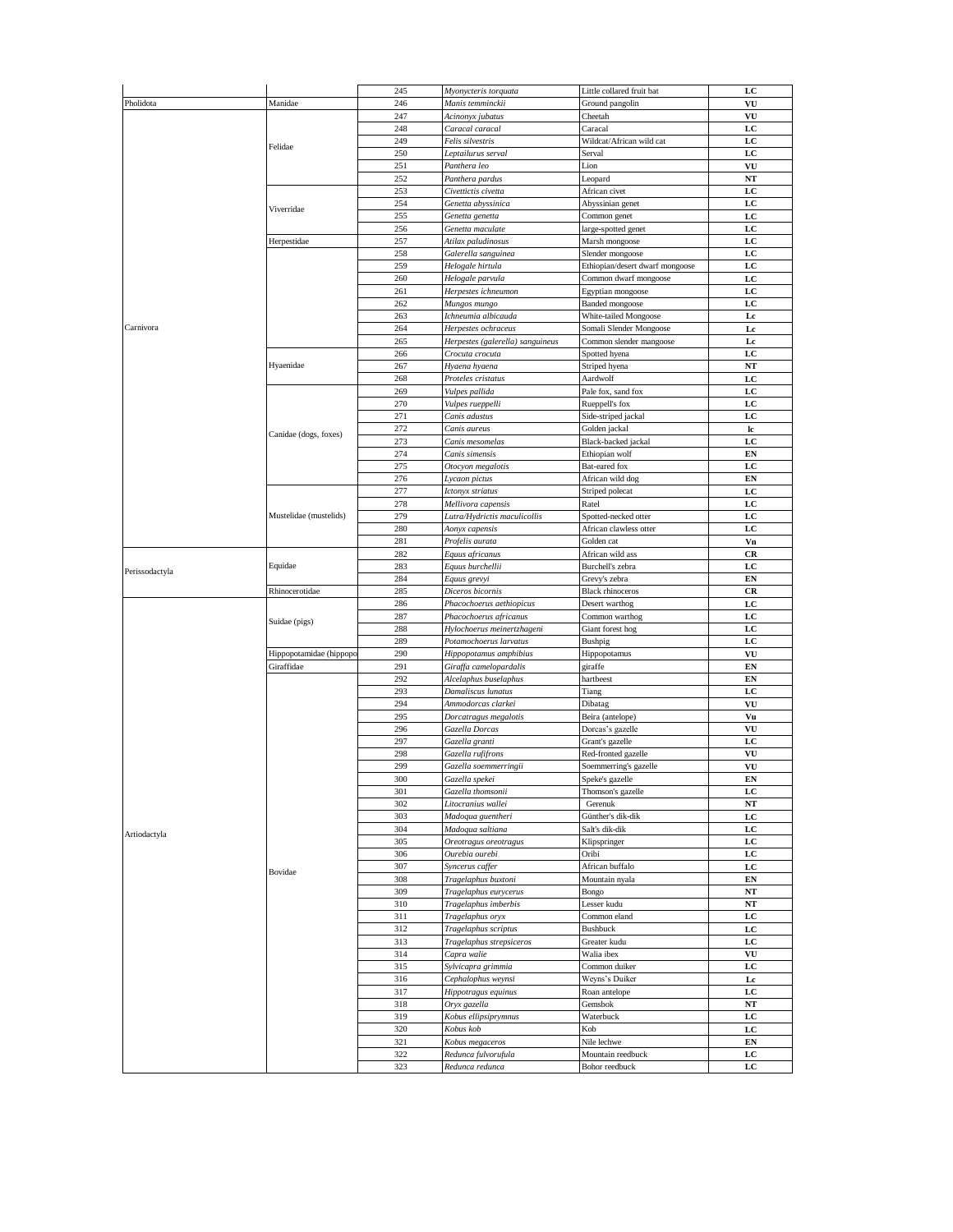| | | | | | |
|---|---|---|---|---|---|
| | | 245 | *Myonycteris torquata* | Little collared fruit bat | **LC** |
| Pholidota | Manidae | 246 | *Manis temminckii* | Ground pangolin | **VU** |
| Carnivora | Felidae | 247 | *Acinonyx jubatus* | Cheetah | **VU** |
| | | 248 | *Caracal caracal* | Caracal | **LC** |
| | | 249 | *Felis silvestris* | Wildcat/African wild cat | **LC** |
| | | 250 | *Leptailurus serval* | Serval | **LC** |
| | | 251 | *Panthera leo* | Lion | **VU** |
| | | 252 | *Panthera pardus* | Leopard | **NT** |
| | Viverridae | 253 | *Civettictis civetta* | African civet | **LC** |
| | | 254 | *Genetta abyssinica* | Abyssinian genet | **LC** |
| | | 255 | *Genetta genetta* | Common genet | **LC** |
| | | 256 | *Genetta maculate* | large-spotted genet | **LC** |
| | Herpestidae | 257 | *Atilax paludinosus* | Marsh mongoose | **LC** |
| | | 258 | *Galerella sanguinea* | Slender mongoose | **LC** |
| | | 259 | *Helogale hirtula* | Ethiopian/desert dwarf mongoose | **LC** |
| | | 260 | *Helogale parvula* | Common dwarf mongoose | **LC** |
| | | 261 | *Herpestes ichneumon* | Egyptian mongoose | **LC** |
| | | 262 | *Mungos mungo* | Banded mongoose | **LC** |
| | | 263 | *Ichneumia albicauda* | White-tailed Mongoose | **Lc** |
| | | 264 | *Herpestes ochraceus* | Somali Slender Mongoose | **Lc** |
| | | 265 | *Herpestes (galerella) sanguineus* | Common slender mangoose | **Lc** |
| | Hyaenidae | 266 | *Crocuta crocuta* | Spotted hyena | **LC** |
| | | 267 | *Hyaena hyaena* | Striped hyena | **NT** |
| | | 268 | *Proteles cristatus* | Aardwolf | **LC** |
| | Canidae (dogs, foxes) | 269 | *Vulpes pallida* | Pale fox, sand fox | **LC** |
| | | 270 | *Vulpes rueppelli* | Rueppell's fox | **LC** |
| | | 271 | *Canis adustus* | Side-striped jackal | **LC** |
| | | 272 | *Canis aureus* | Golden jackal | **lc** |
| | | 273 | *Canis mesomelas* | Black-backed jackal | **LC** |
| | | 274 | *Canis simensis* | Ethiopian wolf | **EN** |
| | | 275 | *Otocyon megalotis* | Bat-eared fox | **LC** |
| | | 276 | *Lycaon pictus* | African wild dog | **EN** |
| | Mustelidae (mustelids) | 277 | *Ictonyx striatus* | Striped polecat | **LC** |
| | | 278 | *Mellivora capensis* | Ratel | **LC** |
| | | 279 | *Lutra/Hydrictis maculicollis* | Spotted-necked otter | **LC** |
| | | 280 | *Aonyx capensis* | African clawless otter | **LC** |
| | | 281 | *Profelis aurata* | Golden cat | **Vn** |
| Perissodactyla | Equidae | 282 | *Equus africanus* | African wild ass | **CR** |
| | | 283 | *Equus burchellii* | Burchell's zebra | **LC** |
| | | 284 | *Equus grevyi* | Grevy's zebra | **EN** |
| | Rhinocerotidae | 285 | *Diceros bicornis* | Black rhinoceros | **CR** |
| Artiodactyla | Suidae (pigs) | 286 | *Phacochoerus aethiopicus* | Desert warthog | **LC** |
| | | 287 | *Phacochoerus africanus* | Common warthog | **LC** |
| | | 288 | *Hylochoerus meinertzhageni* | Giant forest hog | **LC** |
| | | 289 | *Potamochoerus larvatus* | Bushpig | **LC** |
| | Hippopotamidae (hippopo | 290 | *Hippopotamus amphibius* | Hippopotamus | **VU** |
| | Giraffidae | 291 | *Giraffa camelopardalis* | giraffe | **EN** |
| | Bovidae | 292 | *Alcelaphus buselaphus* | hartbeest | **EN** |
| | | 293 | *Damaliscus lunatus* | Tiang | **LC** |
| | | 294 | *Ammodorcas clarkei* | Dibatag | **VU** |
| | | 295 | *Dorcatragus megalotis* | Beira (antelope) | **Vu** |
| | | 296 | *Gazella Dorcas* | Dorcas's gazelle | **VU** |
| | | 297 | *Gazella granti* | Grant's gazelle | **LC** |
| | | 298 | *Gazella rufifrons* | Red-fronted gazelle | **VU** |
| | | 299 | *Gazella soemmerringii* | Soemmerring's gazelle | **VU** |
| | | 300 | *Gazella spekei* | Speke's gazelle | **EN** |
| | | 301 | *Gazella thomsonii* | Thomson's gazelle | **LC** |
| | | 302 | *Litocranius wallei* | Gerenuk | **NT** |
| | | 303 | *Madoqua guentheri* | Günther's dik-dik | **LC** |
| | | 304 | *Madoqua saltiana* | Salt's dik-dik | **LC** |
| | | 305 | *Oreotragus oreotragus* | Klipspringer | **LC** |
| | | 306 | *Ourebia ourebi* | Oribi | **LC** |
| | | 307 | *Syncerus caffer* | African buffalo | **LC** |
| | | 308 | *Tragelaphus buxtoni* | Mountain nyala | **EN** |
| | | 309 | *Tragelaphus eurycerus* | Bongo | **NT** |
| | | 310 | *Tragelaphus imberbis* | Lesser kudu | **NT** |
| | | 311 | *Tragelaphus oryx* | Common eland | **LC** |
| | | 312 | *Tragelaphus scriptus* | Bushbuck | **LC** |
| | | 313 | *Tragelaphus strepsiceros* | Greater kudu | **LC** |
| | | 314 | *Capra walie* | Walia ibex | **VU** |
| | | 315 | *Sylvicapra grimmia* | Common duiker | **LC** |
| | | 316 | *Cephalophus weynsi* | Weyns's Duiker | **Lc** |
| | | 317 | *Hippotragus equinus* | Roan antelope | **LC** |
| | | 318 | *Oryx gazella* | Gemsbok | **NT** |
| | | 319 | *Kobus ellipsiprymnus* | Waterbuck | **LC** |
| | | 320 | *Kobus kob* | Kob | **LC** |
| | | 321 | *Kobus megaceros* | Nile lechwe | **EN** |
| | | 322 | *Redunca fulvorufula* | Mountain reedbuck | **LC** |
| | | 323 | *Redunca redunca* | Bohor reedbuck | **LC** |